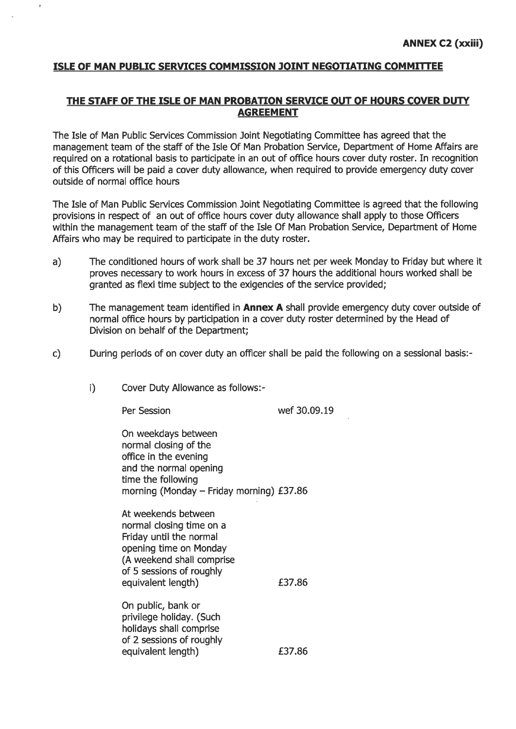**ANNEX C2 (xxiii)**

**ISLE OF MAN PUBLIC SERVICES COMMISSION JOINT NEGOTIATING COMMITTEE**

**THE STAFF OF THE ISLE OF MAN PROBATION SERVICE OUT OF HOURS COVER DUTY AGREEMENT**

The Isle of Man Public Services Commission Joint Negotiating Committee has agreed that the management team of the staff of the Isle Of Man Probation Service, Department of Home Affairs are required on a rotational basis to participate in an out of office hours cover duty roster. In recognition of this Officers will be paid a cover duty allowance, when required to provide emergency duty cover outside of normal office hours

The Isle of Man Public Services Commission Joint Negotiating Committee is agreed that the following provisions in respect of an out of office hours cover duty allowance shall apply to those Officers within the management team of the staff of the Isle Of Man Probation Service, Department of Home Affairs who may be required to participate in the duty roster.

a) The conditioned hours of work shall be 37 hours net per week Monday to Friday but where it proves necessary to work hours in excess of 37 hours the additional hours worked shall be granted as flexi time subject to the exigencies of the service provided;

b) The management team identified in **Annex A** shall provide emergency duty cover outside of normal office hours by participation in a cover duty roster determined by the Head of Division on behalf of the Department;

c) During periods of on cover duty an officer shall be paid the following on a sessional basis:-

   i) Cover Duty Allowance as follows:-

| Per Session | wef 30.09.19 |
|---|---|
| On weekdays between normal closing of the office in the evening and the normal opening time the following morning (Monday – Friday morning) | £37.86 |
| At weekends between normal closing time on a Friday until the normal opening time on Monday (A weekend shall comprise of 5 sessions of roughly equivalent length) | £37.86 |
| On public, bank or privilege holiday. (Such holidays shall comprise of 2 sessions of roughly equivalent length) | £37.86 |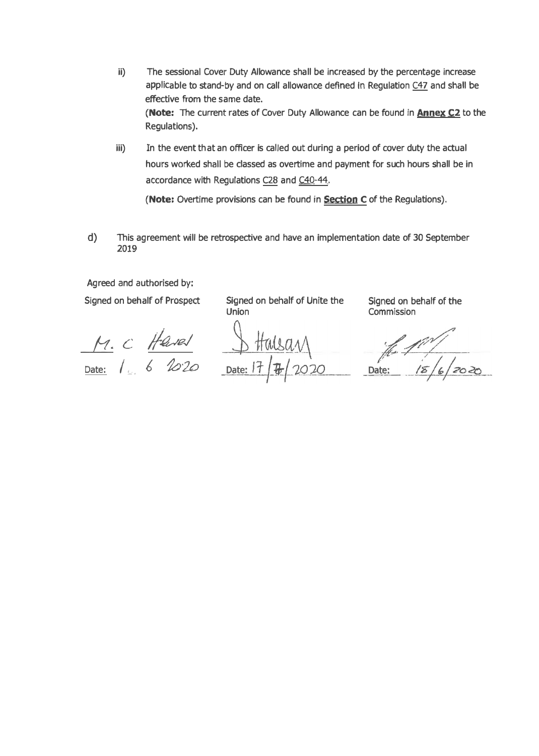ii) The sessional Cover Duty Allowance shall be increased by the percentage increase applicable to stand-by and on call allowance defined in Regulation C47 and shall be effective from the same date.

(**Note:** The current rates of Cover Duty Allowance can be found in **Annex C2** to the Regulations).

iii) In the event that an officer is called out during a period of cover duty the actual hours worked shall be classed as overtime and payment for such hours shall be in accordance with Regulations C28 and C40-44.

(**Note:** Overtime provisions can be found in **Section C** of the Regulations).

d) This agreement will be retrospective and have an implementation date of 30 September 2019

Agreed and authorised by:

| Signed on behalf of Prospect | Signed on behalf of Unite the Union | Signed on behalf of the Commission |
|---|---|---|
| M. C Harvel | S Halsall | [signature] |
| Date: 1 6 2020 | Date: 17/7/2020 | Date: 15/6/2020 |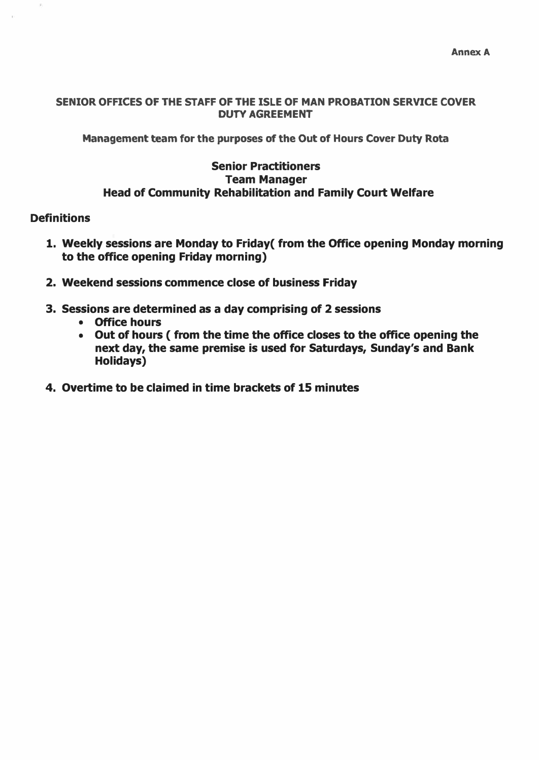**Annex A**

## SENIOR OFFICES OF THE STAFF OF THE ISLE OF MAN PROBATION SERVICE COVER DUTY AGREEMENT

**Management team for the purposes of the Out of Hours Cover Duty Rota**

**Senior Practitioners**
**Team Manager**
**Head of Community Rehabilitation and Family Court Welfare**

### Definitions

1. **Weekly sessions are Monday to Friday( from the Office opening Monday morning to the office opening Friday morning)**

2. **Weekend sessions commence close of business Friday**

3. **Sessions are determined as a day comprising of 2 sessions**
   - **Office hours**
   - **Out of hours ( from the time the office closes to the office opening the next day, the same premise is used for Saturdays, Sunday's and Bank Holidays)**

4. **Overtime to be claimed in time brackets of 15 minutes**